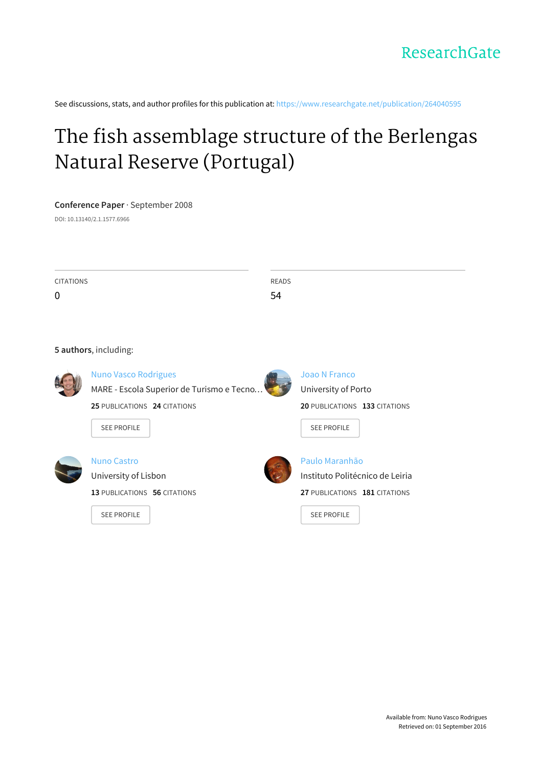ResearchGate

See discussions, stats, and author profiles for this publication at: https://www.researchgate.net/publication/264040595

# The fish assemblage structure of the Berlengas Natural Reserve (Portugal)

**Conference Paper** · September 2008

DOI: 10.13140/2.1.1577.6966

| CITATIONS | READS |
| --- | --- |
| 0 | 54 |

**5 authors**, including:

**Nuno Vasco Rodrigues**
MARE - Escola Superior de Turismo e Tecno…
**25** PUBLICATIONS **24** CITATIONS
SEE PROFILE

**Joao N Franco**
University of Porto
**20** PUBLICATIONS **133** CITATIONS
SEE PROFILE

**Nuno Castro**
University of Lisbon
**13** PUBLICATIONS **56** CITATIONS
SEE PROFILE

**Paulo Maranhão**
Instituto Politécnico de Leiria
**27** PUBLICATIONS **181** CITATIONS
SEE PROFILE

Available from: Nuno Vasco Rodrigues
Retrieved on: 01 September 2016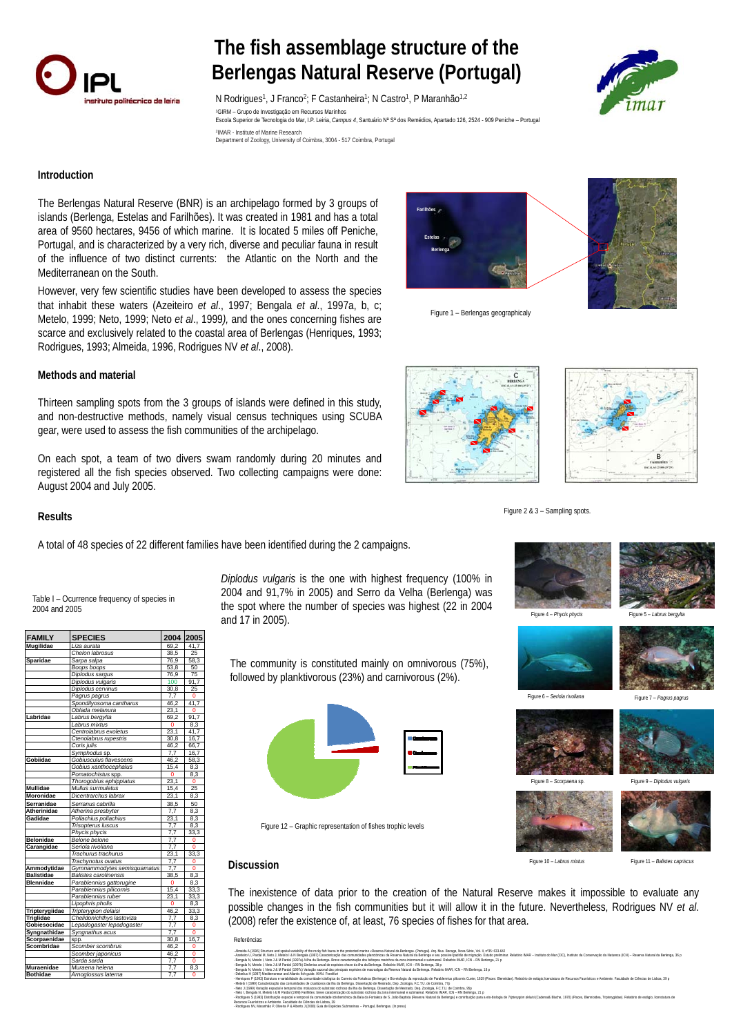# The fish assemblage structure of the Berlengas Natural Reserve (Portugal)

N Rodrigues[1], J Franco[2]; F Castanheira[1]; N Castro[1], P Maranhão[1,2]

[1]GIRM – Grupo de Investigação em Recursos Marinhos
Escola Superior de Tecnologia do Mar, I.P. Leiria, *Campus 4*, Santuário Nª Sª dos Remédios, Apartado 126, 2524 - 909 Peniche – Portugal

[2]IMAR - Institute of Marine Research
Department of Zoology, University of Coimbra, 3004 - 517 Coimbra, Portugal

## Introduction

The Berlengas Natural Reserve (BNR) is an archipelago formed by 3 groups of islands (Berlenga, Estelas and Farilhões). It was created in 1981 and has a total area of 9560 hectares, 9456 of which marine. It is located 5 miles off Peniche, Portugal, and is characterized by a very rich, diverse and peculiar fauna in result of the influence of two distinct currents: the Atlantic on the North and the Mediterranean on the South.

However, very few scientific studies have been developed to assess the species that inhabit these waters (Azeiteiro *et al*., 1997; Bengala *et al*., 1997a, b, c; Metelo, 1999; Neto, 1999; Neto *et al*., 1999), and the ones concerning fishes are scarce and exclusively related to the coastal area of Berlengas (Henriques, 1993; Rodrigues, 1993; Almeida, 1996, Rodrigues NV *et al*., 2008).

Farilhões
Estelas
Berlenga

Figure 1 – Berlengas geographicaly

## Methods and material

Thirteen sampling spots from the 3 groups of islands were defined in this study, and non-destructive methods, namely visual census techniques using SCUBA gear, were used to assess the fish communities of the archipelago.

On each spot, a team of two divers swam randomly during 20 minutes and registered all the fish species observed. Two collecting campaigns were done: August 2004 and July 2005.

C
BERLENGA

B
FARILHÕES

Figure 2 & 3 – Sampling spots.

## Results

A total of 48 species of 22 different families have been identified during the 2 campaigns.

Table I – Ocurrence frequency of species in 2004 and 2005

| FAMILY | SPECIES | 2004 | 2005 |
|---|---|---|---|
| Mugilidae | Liza aurata | 69,2 | 41,7 |
| | Chelon labrosus | 38,5 | 25 |
| Sparidae | Sarpa salpa | 76,9 | 58,3 |
| | Boops boops | 53,8 | 50 |
| | Diplodus sargus | 76,9 | 75 |
| | Diplodus vulgaris | 100 | 91,7 |
| | Diplodus cervinus | 30,8 | 25 |
| | Pagrus pagrus | 7,7 | 0 |
| | Spondilyosoma cantharus | 46,2 | 41,7 |
| | Oblada melanura | 23,1 | 0 |
| Labridae | Labrus bergylta | 69,2 | 91,7 |
| | Labrus mixtus | 0 | 8,3 |
| | Centrolabrus exoletus | 23,1 | 41,7 |
| | Ctenolabrus rupestris | 30,8 | 16,7 |
| | Coris julis | 46,2 | 66,7 |
| | Symphodus sp. | 7,7 | 16,7 |
| Gobiidae | Gobiusculus flavescens | 46,2 | 58,3 |
| | Gobius xanthocephalus | 15,4 | 8,3 |
| | Pomatochistus spp. | 0 | 8,3 |
| | Thorogobius ephippiatus | 23,1 | 0 |
| Mullidae | Mullus surmuletus | 15,4 | 25 |
| Moronidae | Dicentrarchus labrax | 23,1 | 8,3 |
| Serranidae | Serranus cabrilla | 38,5 | 50 |
| Atherinidae | Atherina presbyter | 7,7 | 8,3 |
| Gadidae | Pollachius pollachius | 23,1 | 8,3 |
| | Trisopterus luscus | 7,7 | 8,3 |
| | Phycis phycis | 7,7 | 33,3 |
| Belonidae | Belone belone | 7,7 | 0 |
| Carangidae | Seriola rivoliana | 7,7 | 0 |
| | Trachurus trachurus | 23,1 | 33,3 |
| | Trachynotus ovatus | 7,7 | 0 |
| Ammodytidae | Gymnammodytes semisquamatus | 7,7 | 0 |
| Balistidae | Balistes carolinensis | 38,5 | 8,3 |
| Blenniidae | Parablennius gattorugine | 0 | 8,3 |
| | Parablennius pilicornis | 15,4 | 33,3 |
| | Parablennius ruber | 23,1 | 33,3 |
| | Lipophris pholis | 0 | 8,3 |
| Tripterygiidae | Tripterygion delaisi | 46,2 | 33,3 |
| Triglidae | Chelidonichthys lastoviza | 7,7 | 8,3 |
| Gobiesocidae | Lepadogaster lepadogaster | 7,7 | 0 |
| Syngnathidae | Syngnathus acus | 7,7 | 0 |
| Scorpaenidae | spp. | 30,8 | 16,7 |
| Scombridae | Scomber scombrus | 46,2 | 0 |
| | Scomber japonicus | 46,2 | 0 |
| | Sarda sarda | 7,7 | 0 |
| Muraenidae | Muraena helena | 7,7 | 8,3 |
| Bothidae | Arnoglossus laterna | 7,7 | 0 |

*Diplodus vulgaris* is the one with highest frequency (100% in 2004 and 91,7% in 2005) and Serro da Velha (Berlenga) was the spot where the number of species was highest (22 in 2004 and 17 in 2005).

The community is constituted mainly on omnivorous (75%), followed by planktivorous (23%) and carnivorous (2%).

Figure 12 – Graphic representation of fishes trophic levels

Figure 4 – *Phycis phycis*

Figure 5 – *Labrus bergylta*

Figure 6 – *Seriola rivoliana*

Figure 7 – *Pagrus pagrus*

Figure 8 – *Scorpaena* sp.

Figure 9 – *Diplodus vulgaris*

Figure 10 – *Labrus mixtus*

Figure 11 – *Balistes capriscus*

## Discussion

The inexistence of data prior to the creation of the Natural Reserve makes it impossible to evaluate any possible changes in the fish communities but it will allow it in the future. Nevertheless, Rodrigues NV *et al*. (2008) refer the existence of, at least, 76 species of fishes for that area.

Referências